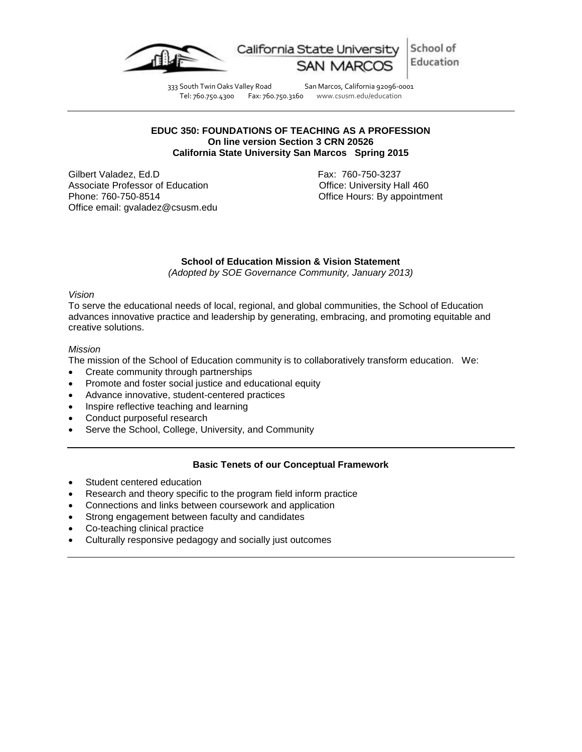California State University SAN MARCOS | School of Education

333 South Twin Oaks Valley Road San Marcos, California 92096-0001
Tel: 760.750.4300 Fax: 760.750.3160 www.csusm.edu/education

---

**EDUC 350: FOUNDATIONS OF TEACHING AS A PROFESSION**
**On line version Section 3 CRN 20526**
**California State University San Marcos Spring 2015**

Gilbert Valadez, Ed.D
Associate Professor of Education
Phone: 760-750-8514
Office email: gvaladez@csusm.edu

Fax: 760-750-3237
Office: University Hall 460
Office Hours: By appointment

**School of Education Mission & Vision Statement**
*(Adopted by SOE Governance Community, January 2013)*

*Vision*

To serve the educational needs of local, regional, and global communities, the School of Education advances innovative practice and leadership by generating, embracing, and promoting equitable and creative solutions.

*Mission*

The mission of the School of Education community is to collaboratively transform education. We:

- Create community through partnerships
- Promote and foster social justice and educational equity
- Advance innovative, student-centered practices
- Inspire reflective teaching and learning
- Conduct purposeful research
- Serve the School, College, University, and Community

---

**Basic Tenets of our Conceptual Framework**

- Student centered education
- Research and theory specific to the program field inform practice
- Connections and links between coursework and application
- Strong engagement between faculty and candidates
- Co-teaching clinical practice
- Culturally responsive pedagogy and socially just outcomes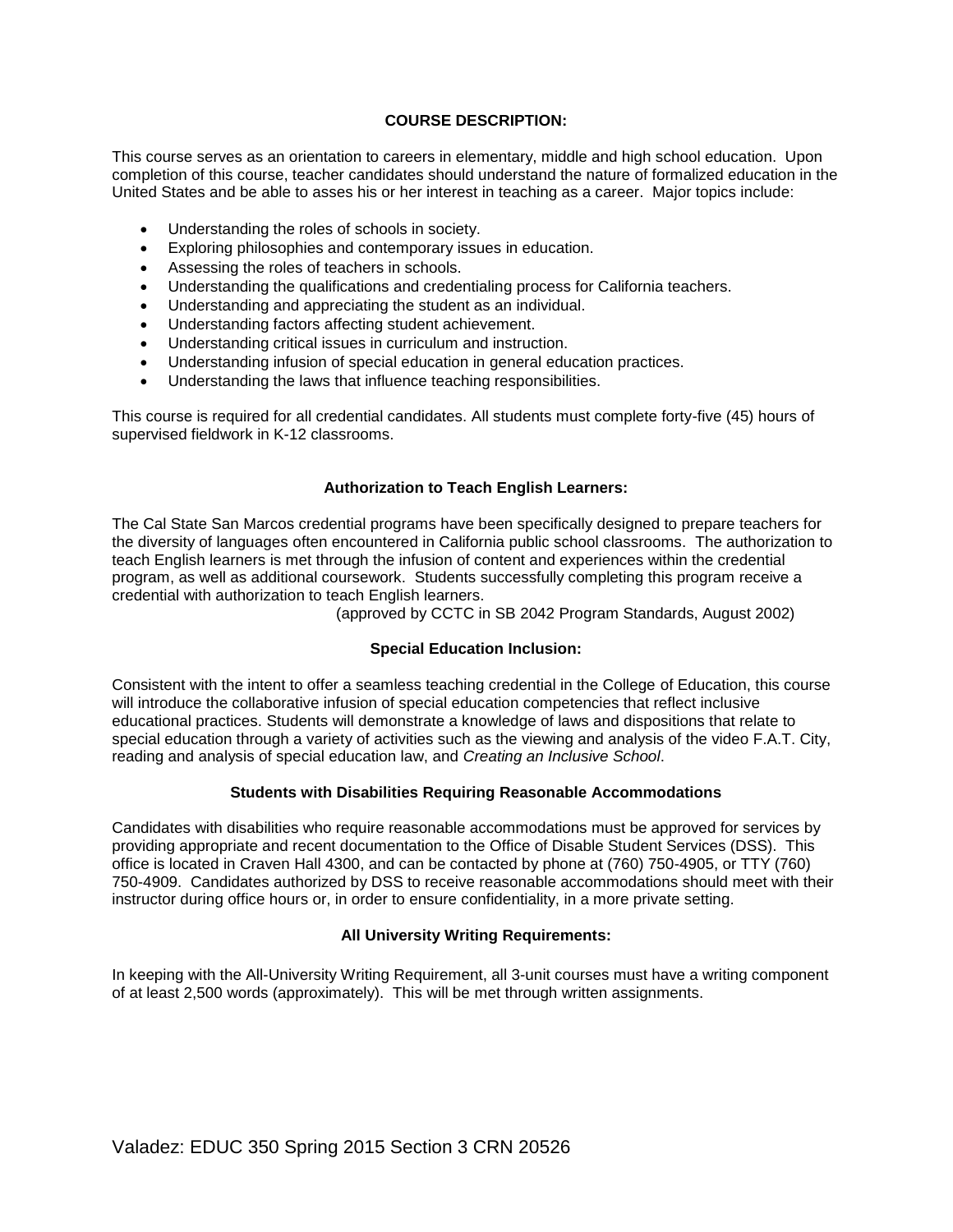## COURSE DESCRIPTION:

This course serves as an orientation to careers in elementary, middle and high school education. Upon completion of this course, teacher candidates should understand the nature of formalized education in the United States and be able to asses his or her interest in teaching as a career. Major topics include:

- Understanding the roles of schools in society.
- Exploring philosophies and contemporary issues in education.
- Assessing the roles of teachers in schools.
- Understanding the qualifications and credentialing process for California teachers.
- Understanding and appreciating the student as an individual.
- Understanding factors affecting student achievement.
- Understanding critical issues in curriculum and instruction.
- Understanding infusion of special education in general education practices.
- Understanding the laws that influence teaching responsibilities.

This course is required for all credential candidates. All students must complete forty-five (45) hours of supervised fieldwork in K-12 classrooms.

### Authorization to Teach English Learners:

The Cal State San Marcos credential programs have been specifically designed to prepare teachers for the diversity of languages often encountered in California public school classrooms. The authorization to teach English learners is met through the infusion of content and experiences within the credential program, as well as additional coursework. Students successfully completing this program receive a credential with authorization to teach English learners.

(approved by CCTC in SB 2042 Program Standards, August 2002)

### Special Education Inclusion:

Consistent with the intent to offer a seamless teaching credential in the College of Education, this course will introduce the collaborative infusion of special education competencies that reflect inclusive educational practices. Students will demonstrate a knowledge of laws and dispositions that relate to special education through a variety of activities such as the viewing and analysis of the video F.A.T. City, reading and analysis of special education law, and *Creating an Inclusive School*.

### Students with Disabilities Requiring Reasonable Accommodations

Candidates with disabilities who require reasonable accommodations must be approved for services by providing appropriate and recent documentation to the Office of Disable Student Services (DSS). This office is located in Craven Hall 4300, and can be contacted by phone at (760) 750-4905, or TTY (760) 750-4909. Candidates authorized by DSS to receive reasonable accommodations should meet with their instructor during office hours or, in order to ensure confidentiality, in a more private setting.

### All University Writing Requirements:

In keeping with the All-University Writing Requirement, all 3-unit courses must have a writing component of at least 2,500 words (approximately). This will be met through written assignments.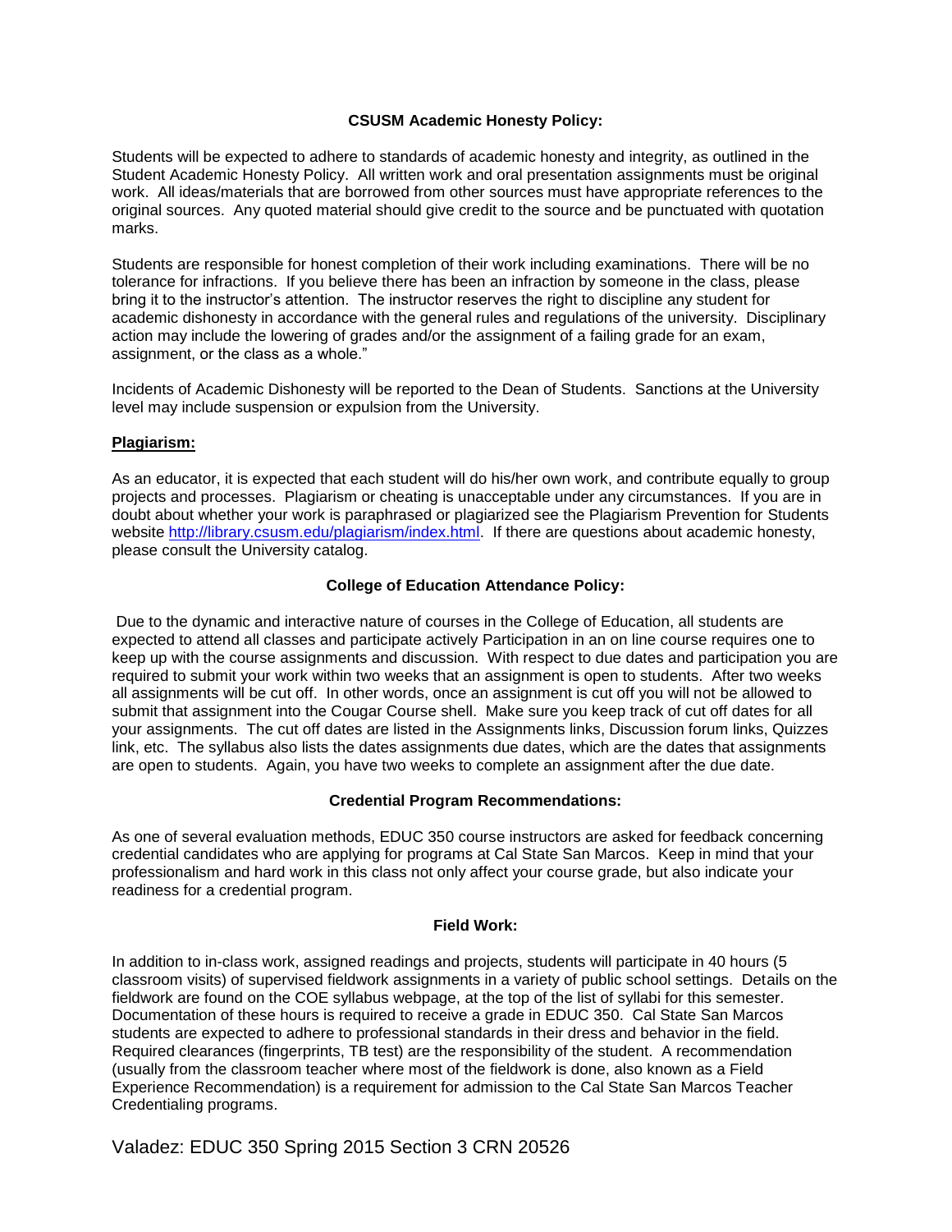### CSUSM Academic Honesty Policy:

Students will be expected to adhere to standards of academic honesty and integrity, as outlined in the Student Academic Honesty Policy. All written work and oral presentation assignments must be original work. All ideas/materials that are borrowed from other sources must have appropriate references to the original sources. Any quoted material should give credit to the source and be punctuated with quotation marks.

Students are responsible for honest completion of their work including examinations. There will be no tolerance for infractions. If you believe there has been an infraction by someone in the class, please bring it to the instructor's attention. The instructor reserves the right to discipline any student for academic dishonesty in accordance with the general rules and regulations of the university. Disciplinary action may include the lowering of grades and/or the assignment of a failing grade for an exam, assignment, or the class as a whole."

Incidents of Academic Dishonesty will be reported to the Dean of Students. Sanctions at the University level may include suspension or expulsion from the University.

**Plagiarism:**

As an educator, it is expected that each student will do his/her own work, and contribute equally to group projects and processes. Plagiarism or cheating is unacceptable under any circumstances. If you are in doubt about whether your work is paraphrased or plagiarized see the Plagiarism Prevention for Students website http://library.csusm.edu/plagiarism/index.html. If there are questions about academic honesty, please consult the University catalog.

### College of Education Attendance Policy:

Due to the dynamic and interactive nature of courses in the College of Education, all students are expected to attend all classes and participate actively Participation in an on line course requires one to keep up with the course assignments and discussion. With respect to due dates and participation you are required to submit your work within two weeks that an assignment is open to students. After two weeks all assignments will be cut off. In other words, once an assignment is cut off you will not be allowed to submit that assignment into the Cougar Course shell. Make sure you keep track of cut off dates for all your assignments. The cut off dates are listed in the Assignments links, Discussion forum links, Quizzes link, etc. The syllabus also lists the dates assignments due dates, which are the dates that assignments are open to students. Again, you have two weeks to complete an assignment after the due date.

### Credential Program Recommendations:

As one of several evaluation methods, EDUC 350 course instructors are asked for feedback concerning credential candidates who are applying for programs at Cal State San Marcos. Keep in mind that your professionalism and hard work in this class not only affect your course grade, but also indicate your readiness for a credential program.

### Field Work:

In addition to in-class work, assigned readings and projects, students will participate in 40 hours (5 classroom visits) of supervised fieldwork assignments in a variety of public school settings. Details on the fieldwork are found on the COE syllabus webpage, at the top of the list of syllabi for this semester. Documentation of these hours is required to receive a grade in EDUC 350. Cal State San Marcos students are expected to adhere to professional standards in their dress and behavior in the field. Required clearances (fingerprints, TB test) are the responsibility of the student. A recommendation (usually from the classroom teacher where most of the fieldwork is done, also known as a Field Experience Recommendation) is a requirement for admission to the Cal State San Marcos Teacher Credentialing programs.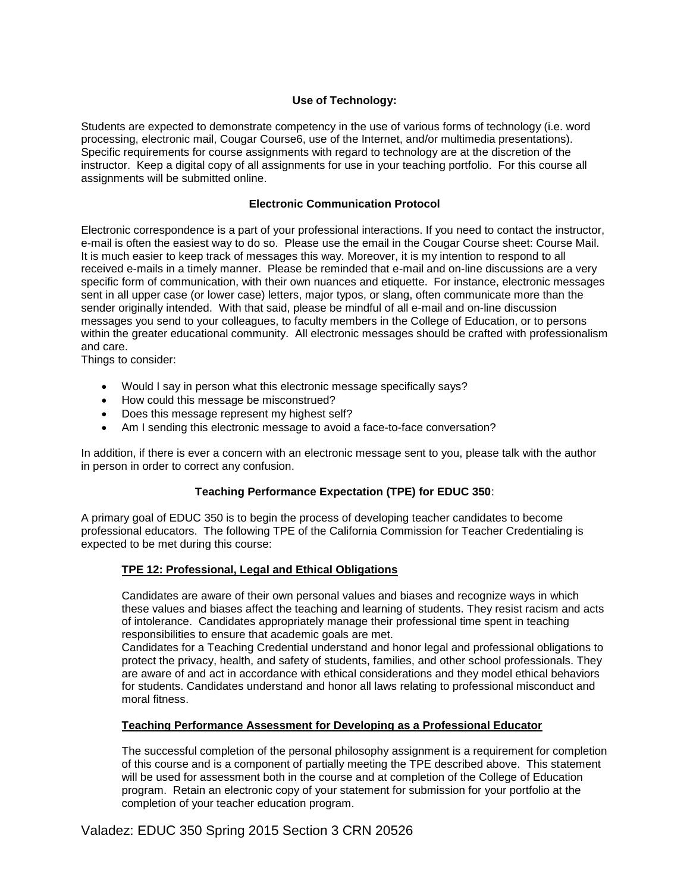### Use of Technology:

Students are expected to demonstrate competency in the use of various forms of technology (i.e. word processing, electronic mail, Cougar Course6, use of the Internet, and/or multimedia presentations). Specific requirements for course assignments with regard to technology are at the discretion of the instructor. Keep a digital copy of all assignments for use in your teaching portfolio. For this course all assignments will be submitted online.

### Electronic Communication Protocol

Electronic correspondence is a part of your professional interactions. If you need to contact the instructor, e-mail is often the easiest way to do so. Please use the email in the Cougar Course sheet: Course Mail. It is much easier to keep track of messages this way. Moreover, it is my intention to respond to all received e-mails in a timely manner. Please be reminded that e-mail and on-line discussions are a very specific form of communication, with their own nuances and etiquette. For instance, electronic messages sent in all upper case (or lower case) letters, major typos, or slang, often communicate more than the sender originally intended. With that said, please be mindful of all e-mail and on-line discussion messages you send to your colleagues, to faculty members in the College of Education, or to persons within the greater educational community. All electronic messages should be crafted with professionalism and care.

Things to consider:

- Would I say in person what this electronic message specifically says?
- How could this message be misconstrued?
- Does this message represent my highest self?
- Am I sending this electronic message to avoid a face-to-face conversation?

In addition, if there is ever a concern with an electronic message sent to you, please talk with the author in person in order to correct any confusion.

### Teaching Performance Expectation (TPE) for EDUC 350:

A primary goal of EDUC 350 is to begin the process of developing teacher candidates to become professional educators. The following TPE of the California Commission for Teacher Credentialing is expected to be met during this course:

#### TPE 12: Professional, Legal and Ethical Obligations

Candidates are aware of their own personal values and biases and recognize ways in which these values and biases affect the teaching and learning of students. They resist racism and acts of intolerance. Candidates appropriately manage their professional time spent in teaching responsibilities to ensure that academic goals are met.

Candidates for a Teaching Credential understand and honor legal and professional obligations to protect the privacy, health, and safety of students, families, and other school professionals. They are aware of and act in accordance with ethical considerations and they model ethical behaviors for students. Candidates understand and honor all laws relating to professional misconduct and moral fitness.

#### Teaching Performance Assessment for Developing as a Professional Educator

The successful completion of the personal philosophy assignment is a requirement for completion of this course and is a component of partially meeting the TPE described above. This statement will be used for assessment both in the course and at completion of the College of Education program. Retain an electronic copy of your statement for submission for your portfolio at the completion of your teacher education program.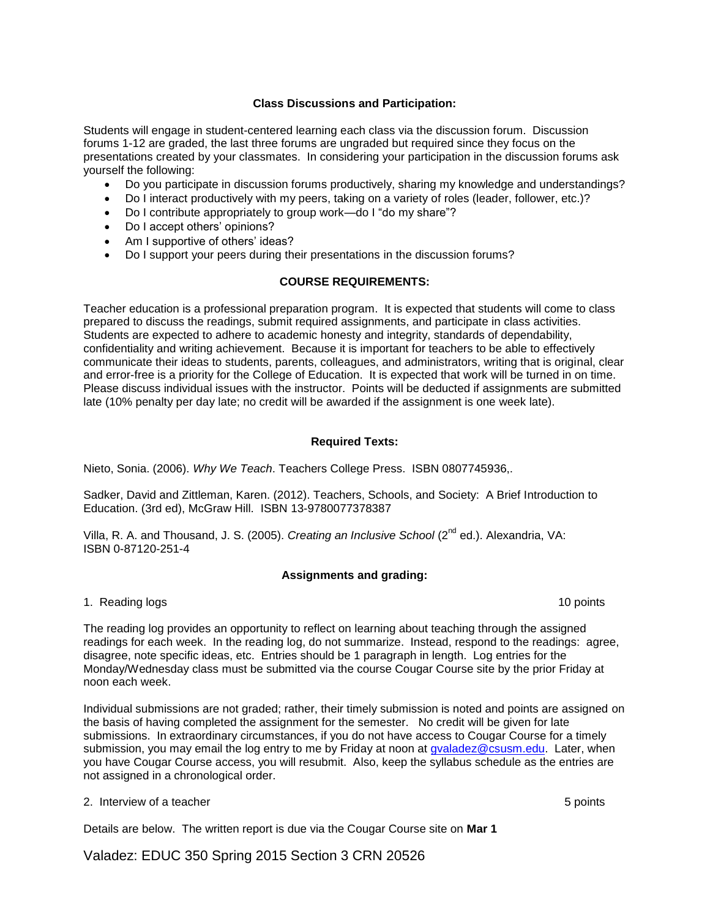### Class Discussions and Participation:

Students will engage in student-centered learning each class via the discussion forum. Discussion forums 1-12 are graded, the last three forums are ungraded but required since they focus on the presentations created by your classmates. In considering your participation in the discussion forums ask yourself the following:

- Do you participate in discussion forums productively, sharing my knowledge and understandings?
- Do I interact productively with my peers, taking on a variety of roles (leader, follower, etc.)?
- Do I contribute appropriately to group work—do I "do my share"?
- Do I accept others' opinions?
- Am I supportive of others' ideas?
- Do I support your peers during their presentations in the discussion forums?

### COURSE REQUIREMENTS:

Teacher education is a professional preparation program. It is expected that students will come to class prepared to discuss the readings, submit required assignments, and participate in class activities. Students are expected to adhere to academic honesty and integrity, standards of dependability, confidentiality and writing achievement. Because it is important for teachers to be able to effectively communicate their ideas to students, parents, colleagues, and administrators, writing that is original, clear and error-free is a priority for the College of Education. It is expected that work will be turned in on time. Please discuss individual issues with the instructor. Points will be deducted if assignments are submitted late (10% penalty per day late; no credit will be awarded if the assignment is one week late).

### Required Texts:

Nieto, Sonia. (2006). *Why We Teach*. Teachers College Press. ISBN 0807745936,.

Sadker, David and Zittleman, Karen. (2012). Teachers, Schools, and Society: A Brief Introduction to Education. (3rd ed), McGraw Hill. ISBN 13-9780077378387

Villa, R. A. and Thousand, J. S. (2005). *Creating an Inclusive School* (2nd ed.). Alexandria, VA: ISBN 0-87120-251-4

### Assignments and grading:

1. Reading logs 10 points

The reading log provides an opportunity to reflect on learning about teaching through the assigned readings for each week. In the reading log, do not summarize. Instead, respond to the readings: agree, disagree, note specific ideas, etc. Entries should be 1 paragraph in length. Log entries for the Monday/Wednesday class must be submitted via the course Cougar Course site by the prior Friday at noon each week.

Individual submissions are not graded; rather, their timely submission is noted and points are assigned on the basis of having completed the assignment for the semester. No credit will be given for late submissions. In extraordinary circumstances, if you do not have access to Cougar Course for a timely submission, you may email the log entry to me by Friday at noon at gvaladez@csusm.edu. Later, when you have Cougar Course access, you will resubmit. Also, keep the syllabus schedule as the entries are not assigned in a chronological order.

2. Interview of a teacher 5 points

Details are below. The written report is due via the Cougar Course site on **Mar 1**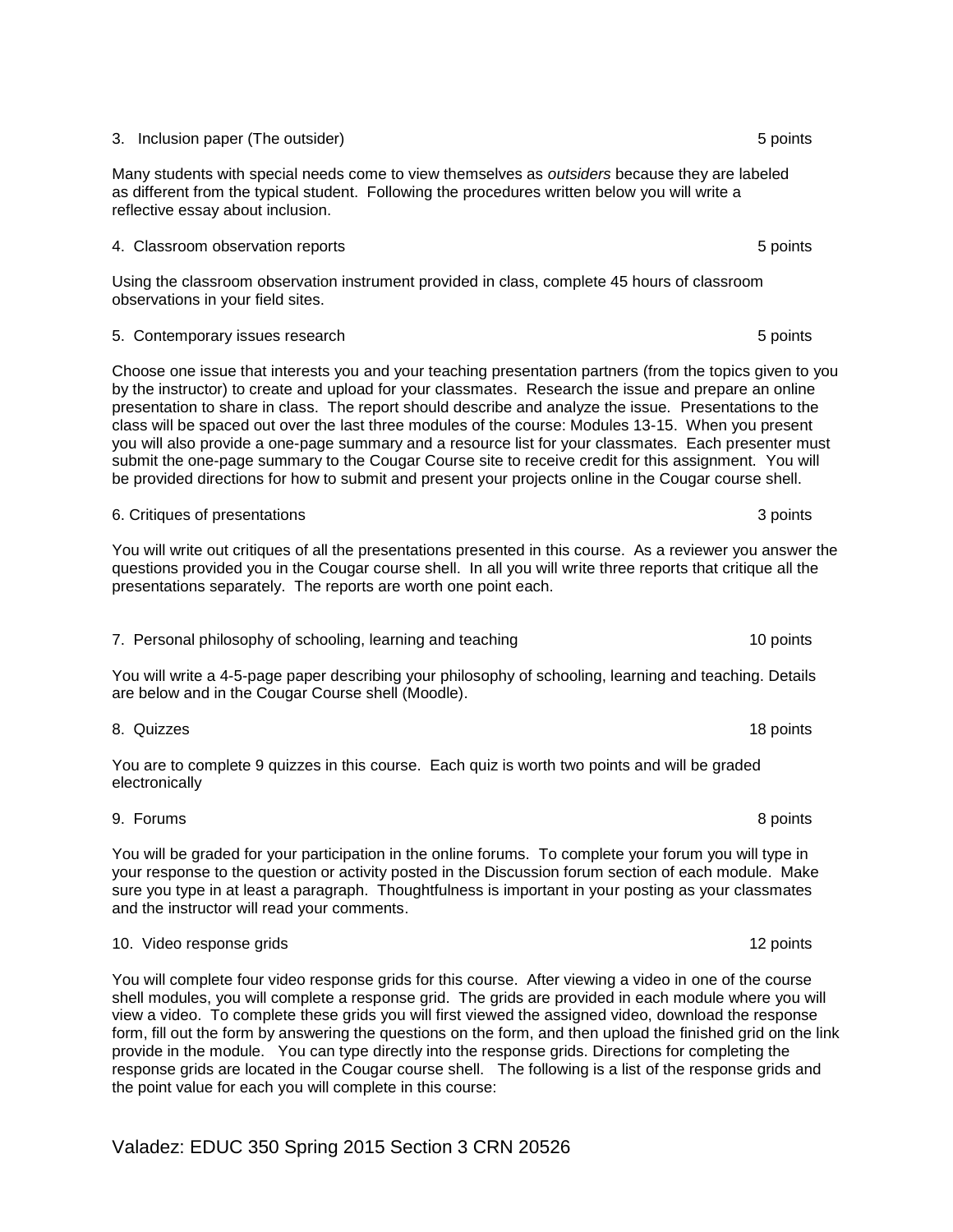3. Inclusion paper (The outsider) 5 points

Many students with special needs come to view themselves as *outsiders* because they are labeled as different from the typical student. Following the procedures written below you will write a reflective essay about inclusion.

4. Classroom observation reports 5 points

Using the classroom observation instrument provided in class, complete 45 hours of classroom observations in your field sites.

5. Contemporary issues research 5 points

Choose one issue that interests you and your teaching presentation partners (from the topics given to you by the instructor) to create and upload for your classmates. Research the issue and prepare an online presentation to share in class. The report should describe and analyze the issue. Presentations to the class will be spaced out over the last three modules of the course: Modules 13-15. When you present you will also provide a one-page summary and a resource list for your classmates. Each presenter must submit the one-page summary to the Cougar Course site to receive credit for this assignment. You will be provided directions for how to submit and present your projects online in the Cougar course shell.

6. Critiques of presentations 3 points

You will write out critiques of all the presentations presented in this course. As a reviewer you answer the questions provided you in the Cougar course shell. In all you will write three reports that critique all the presentations separately. The reports are worth one point each.

7. Personal philosophy of schooling, learning and teaching 10 points

You will write a 4-5-page paper describing your philosophy of schooling, learning and teaching. Details are below and in the Cougar Course shell (Moodle).

8. Quizzes 18 points

You are to complete 9 quizzes in this course. Each quiz is worth two points and will be graded electronically

9. Forums 8 points

You will be graded for your participation in the online forums. To complete your forum you will type in your response to the question or activity posted in the Discussion forum section of each module. Make sure you type in at least a paragraph. Thoughtfulness is important in your posting as your classmates and the instructor will read your comments.

10. Video response grids 12 points

You will complete four video response grids for this course. After viewing a video in one of the course shell modules, you will complete a response grid. The grids are provided in each module where you will view a video. To complete these grids you will first viewed the assigned video, download the response form, fill out the form by answering the questions on the form, and then upload the finished grid on the link provide in the module. You can type directly into the response grids. Directions for completing the response grids are located in the Cougar course shell. The following is a list of the response grids and the point value for each you will complete in this course: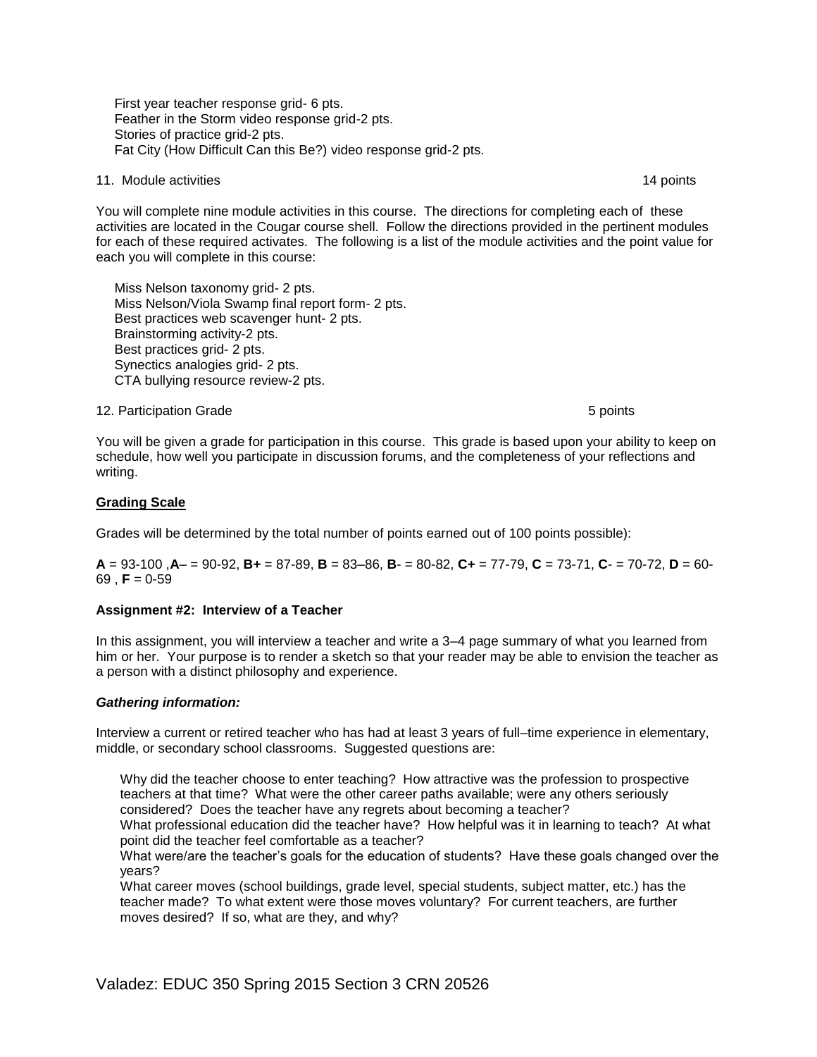First year teacher response grid- 6 pts.
Feather in the Storm video response grid-2 pts.
Stories of practice grid-2 pts.
Fat City (How Difficult Can this Be?) video response grid-2 pts.

11. Module activities 14 points

You will complete nine module activities in this course. The directions for completing each of these activities are located in the Cougar course shell. Follow the directions provided in the pertinent modules for each of these required activates. The following is a list of the module activities and the point value for each you will complete in this course:

Miss Nelson taxonomy grid- 2 pts.
Miss Nelson/Viola Swamp final report form- 2 pts.
Best practices web scavenger hunt- 2 pts.
Brainstorming activity-2 pts.
Best practices grid- 2 pts.
Synectics analogies grid- 2 pts.
CTA bullying resource review-2 pts.

12. Participation Grade 5 points

You will be given a grade for participation in this course. This grade is based upon your ability to keep on schedule, how well you participate in discussion forums, and the completeness of your reflections and writing.

**Grading Scale**

Grades will be determined by the total number of points earned out of 100 points possible):

**A** = 93-100 ,**A**– = 90-92, **B+** = 87-89, **B** = 83–86, **B**- = 80-82, **C+** = 77-79, **C** = 73-71, **C**- = 70-72, **D** = 60-69 , **F** = 0-59

**Assignment #2: Interview of a Teacher**

In this assignment, you will interview a teacher and write a 3–4 page summary of what you learned from him or her. Your purpose is to render a sketch so that your reader may be able to envision the teacher as a person with a distinct philosophy and experience.

***Gathering information:***

Interview a current or retired teacher who has had at least 3 years of full–time experience in elementary, middle, or secondary school classrooms. Suggested questions are:

Why did the teacher choose to enter teaching? How attractive was the profession to prospective teachers at that time? What were the other career paths available; were any others seriously considered? Does the teacher have any regrets about becoming a teacher?
What professional education did the teacher have? How helpful was it in learning to teach? At what point did the teacher feel comfortable as a teacher?
What were/are the teacher's goals for the education of students? Have these goals changed over the years?
What career moves (school buildings, grade level, special students, subject matter, etc.) has the teacher made? To what extent were those moves voluntary? For current teachers, are further moves desired? If so, what are they, and why?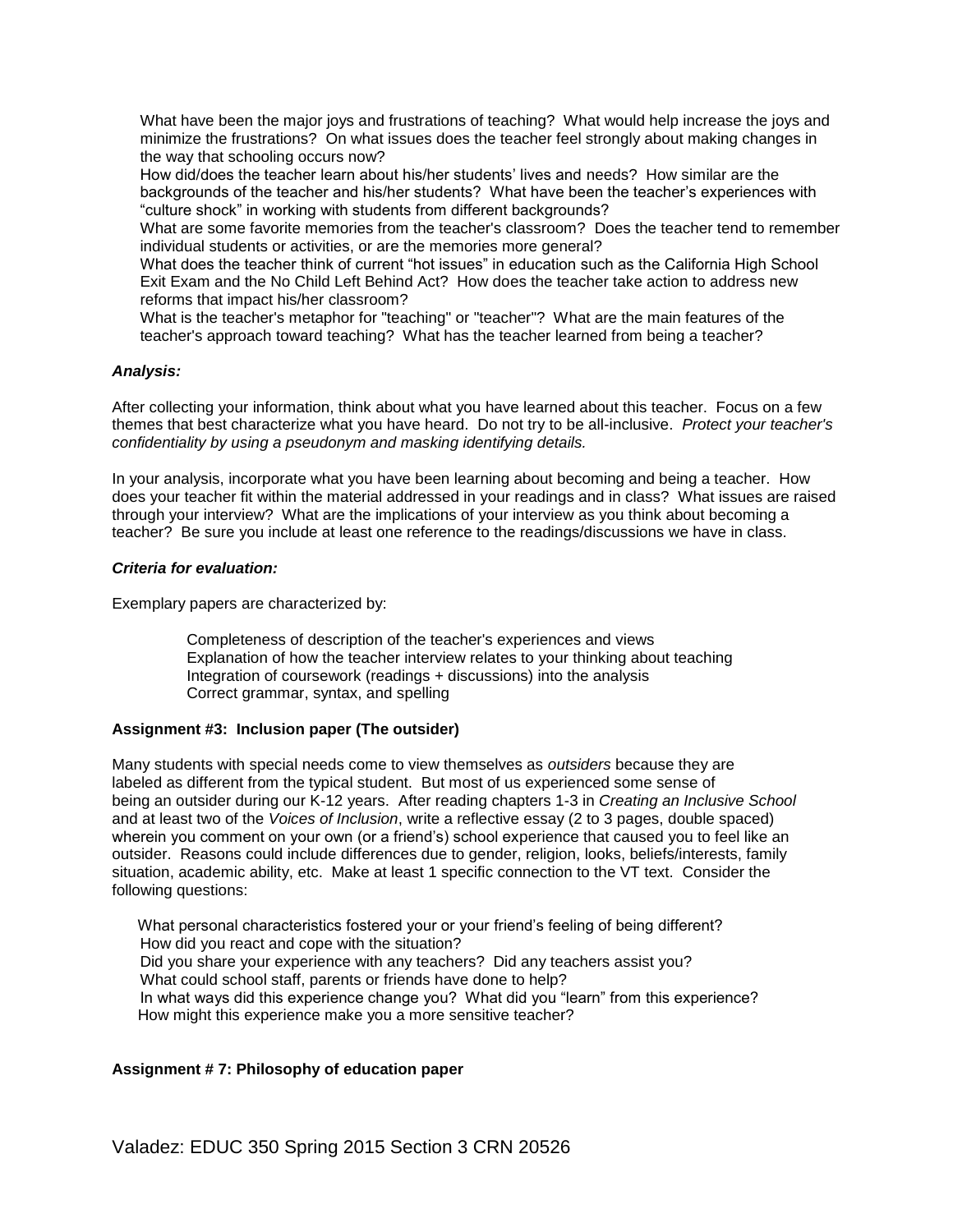- What have been the major joys and frustrations of teaching? What would help increase the joys and minimize the frustrations? On what issues does the teacher feel strongly about making changes in the way that schooling occurs now?
- How did/does the teacher learn about his/her students' lives and needs? How similar are the backgrounds of the teacher and his/her students? What have been the teacher's experiences with "culture shock" in working with students from different backgrounds?
- What are some favorite memories from the teacher's classroom? Does the teacher tend to remember individual students or activities, or are the memories more general?
- What does the teacher think of current "hot issues" in education such as the California High School Exit Exam and the No Child Left Behind Act? How does the teacher take action to address new reforms that impact his/her classroom?
- What is the teacher's metaphor for "teaching" or "teacher"? What are the main features of the teacher's approach toward teaching? What has the teacher learned from being a teacher?

***Analysis:***

After collecting your information, think about what you have learned about this teacher. Focus on a few themes that best characterize what you have heard. Do not try to be all-inclusive. *Protect your teacher's confidentiality by using a pseudonym and masking identifying details.*

In your analysis, incorporate what you have been learning about becoming and being a teacher. How does your teacher fit within the material addressed in your readings and in class? What issues are raised through your interview? What are the implications of your interview as you think about becoming a teacher? Be sure you include at least one reference to the readings/discussions we have in class.

***Criteria for evaluation:***

Exemplary papers are characterized by:

- Completeness of description of the teacher's experiences and views
- Explanation of how the teacher interview relates to your thinking about teaching
- Integration of coursework (readings + discussions) into the analysis
- Correct grammar, syntax, and spelling

**Assignment #3: Inclusion paper (The outsider)**

Many students with special needs come to view themselves as *outsiders* because they are labeled as different from the typical student. But most of us experienced some sense of being an outsider during our K-12 years. After reading chapters 1-3 in *Creating an Inclusive School* and at least two of the *Voices of Inclusion*, write a reflective essay (2 to 3 pages, double spaced) wherein you comment on your own (or a friend's) school experience that caused you to feel like an outsider. Reasons could include differences due to gender, religion, looks, beliefs/interests, family situation, academic ability, etc. Make at least 1 specific connection to the VT text. Consider the following questions:

- What personal characteristics fostered your or your friend's feeling of being different?
- How did you react and cope with the situation?
- Did you share your experience with any teachers? Did any teachers assist you?
- What could school staff, parents or friends have done to help?
- In what ways did this experience change you? What did you "learn" from this experience?
- How might this experience make you a more sensitive teacher?

**Assignment # 7: Philosophy of education paper**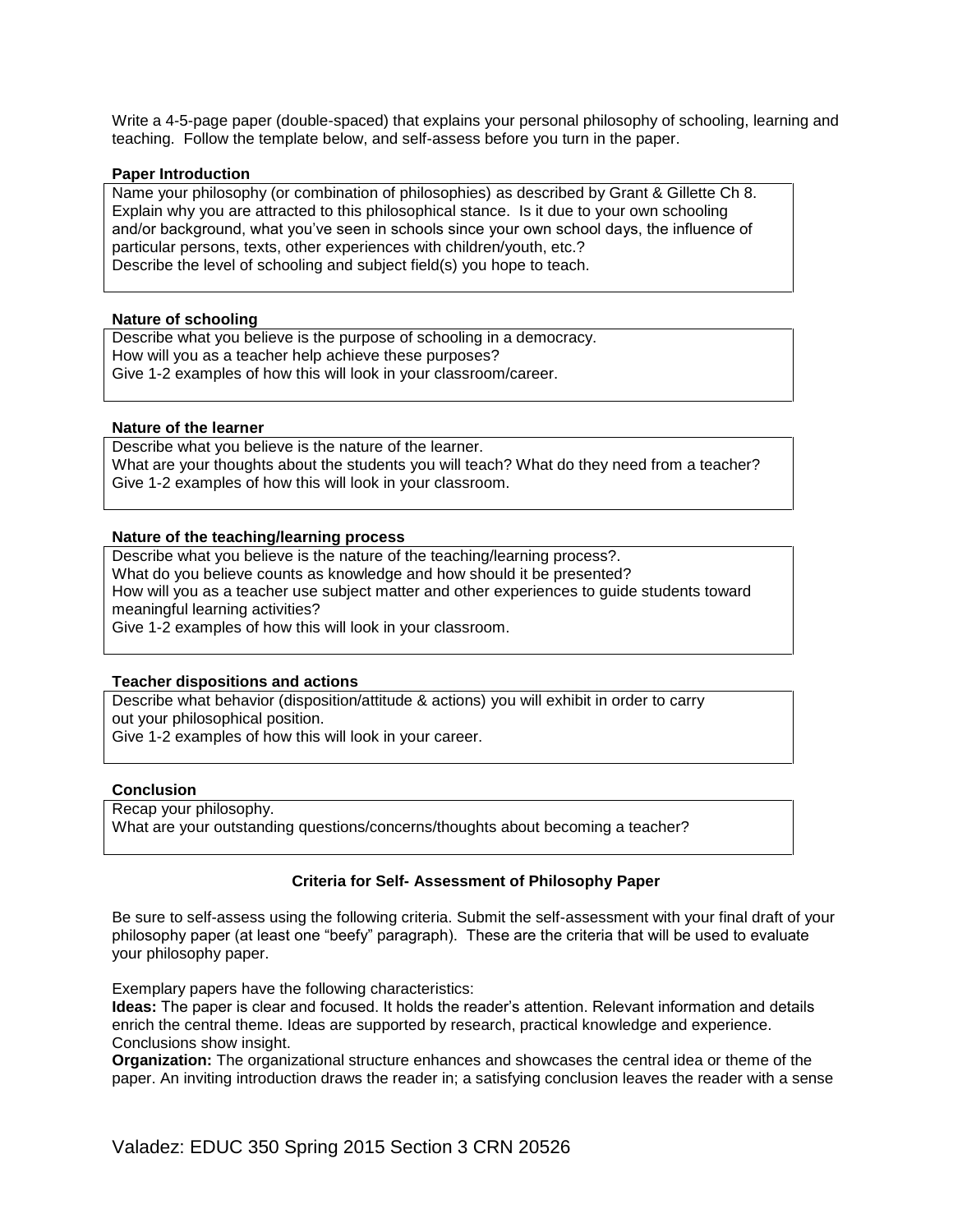Write a 4-5-page paper (double-spaced) that explains your personal philosophy of schooling, learning and teaching. Follow the template below, and self-assess before you turn in the paper.

**Paper Introduction**

Name your philosophy (or combination of philosophies) as described by Grant & Gillette Ch 8.
Explain why you are attracted to this philosophical stance. Is it due to your own schooling and/or background, what you've seen in schools since your own school days, the influence of particular persons, texts, other experiences with children/youth, etc.?
Describe the level of schooling and subject field(s) you hope to teach.

**Nature of schooling**

Describe what you believe is the purpose of schooling in a democracy.
How will you as a teacher help achieve these purposes?
Give 1-2 examples of how this will look in your classroom/career.

**Nature of the learner**

Describe what you believe is the nature of the learner.
What are your thoughts about the students you will teach? What do they need from a teacher?
Give 1-2 examples of how this will look in your classroom.

**Nature of the teaching/learning process**

Describe what you believe is the nature of the teaching/learning process?.
What do you believe counts as knowledge and how should it be presented?
How will you as a teacher use subject matter and other experiences to guide students toward meaningful learning activities?
Give 1-2 examples of how this will look in your classroom.

**Teacher dispositions and actions**

Describe what behavior (disposition/attitude & actions) you will exhibit in order to carry out your philosophical position.
Give 1-2 examples of how this will look in your career.

**Conclusion**

Recap your philosophy.
What are your outstanding questions/concerns/thoughts about becoming a teacher?

**Criteria for Self- Assessment of Philosophy Paper**

Be sure to self-assess using the following criteria. Submit the self-assessment with your final draft of your philosophy paper (at least one "beefy" paragraph). These are the criteria that will be used to evaluate your philosophy paper.

Exemplary papers have the following characteristics:

**Ideas:** The paper is clear and focused. It holds the reader's attention. Relevant information and details enrich the central theme. Ideas are supported by research, practical knowledge and experience. Conclusions show insight.

**Organization:** The organizational structure enhances and showcases the central idea or theme of the paper. An inviting introduction draws the reader in; a satisfying conclusion leaves the reader with a sense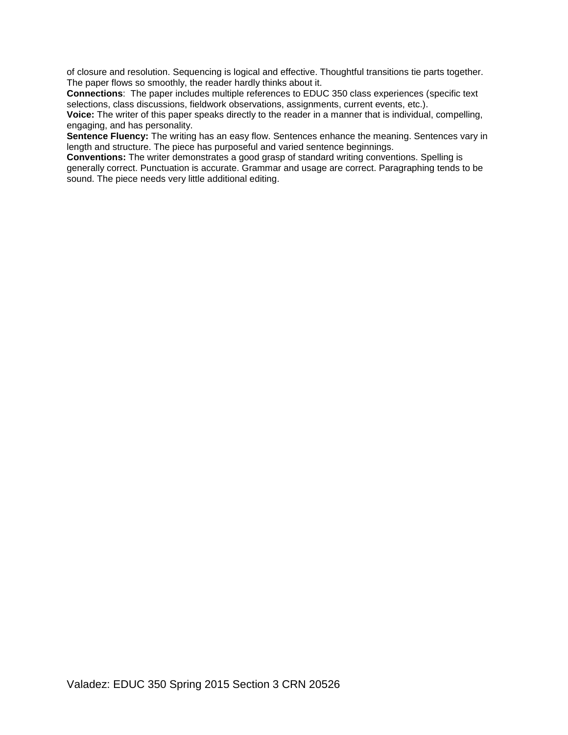of closure and resolution. Sequencing is logical and effective. Thoughtful transitions tie parts together. The paper flows so smoothly, the reader hardly thinks about it.

**Connections**: The paper includes multiple references to EDUC 350 class experiences (specific text selections, class discussions, fieldwork observations, assignments, current events, etc.).

**Voice:** The writer of this paper speaks directly to the reader in a manner that is individual, compelling, engaging, and has personality.

**Sentence Fluency:** The writing has an easy flow. Sentences enhance the meaning. Sentences vary in length and structure. The piece has purposeful and varied sentence beginnings.

**Conventions:** The writer demonstrates a good grasp of standard writing conventions. Spelling is generally correct. Punctuation is accurate. Grammar and usage are correct. Paragraphing tends to be sound. The piece needs very little additional editing.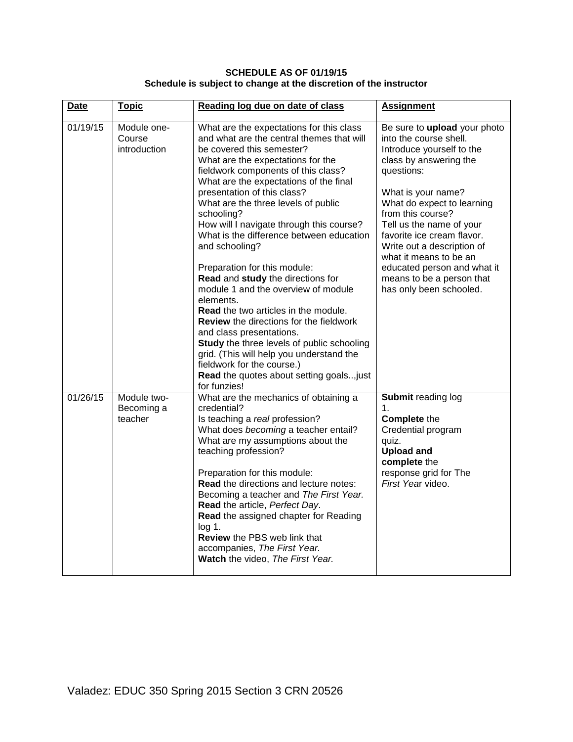**SCHEDULE AS OF 01/19/15**
**Schedule is subject to change at the discretion of the instructor**

| Date | Topic | Reading log due on date of class | Assignment |
|---|---|---|---|
| 01/19/15 | Module one- Course introduction | What are the expectations for this class and what are the central themes that will be covered this semester?<br>What are the expectations for the fieldwork components of this class?<br>What are the expectations of the final presentation of this class?<br>What are the three levels of public schooling?<br>How will I navigate through this course?<br>What is the difference between education and schooling?<br><br>Preparation for this module:<br>**Read** and **study** the directions for module 1 and the overview of module elements.<br>**Read** the two articles in the module.<br>**Review** the directions for the fieldwork and class presentations.<br>**Study** the three levels of public schooling grid. (This will help you understand the fieldwork for the course.)<br>**Read** the quotes about setting goals..,just for funzies! | Be sure to **upload** your photo into the course shell.<br>Introduce yourself to the class by answering the questions:<br><br>What is your name?<br>What do expect to learning from this course?<br>Tell us the name of your favorite ice cream flavor.<br>Write out a description of what it means to be an educated person and what it means to be a person that has only been schooled. |
| 01/26/15 | Module two- Becoming a teacher | What are the mechanics of obtaining a credential?<br>Is teaching a *real* profession?<br>What does *becoming* a teacher entail?<br>What are my assumptions about the teaching profession?<br><br>Preparation for this module:<br>**Read** the directions and lecture notes: Becoming a teacher and *The First Year.*<br>**Read** the article, *Perfect Day*.<br>**Read** the assigned chapter for Reading log 1.<br>**Review** the PBS web link that accompanies, *The First Year.*<br>**Watch** the video, *The First Year.* | **Submit** reading log 1.<br>**Complete** the Credential program quiz.<br>**Upload and complete** the response grid for The *First Yea*r video. |

Valadez: EDUC 350 Spring 2015 Section 3 CRN 20526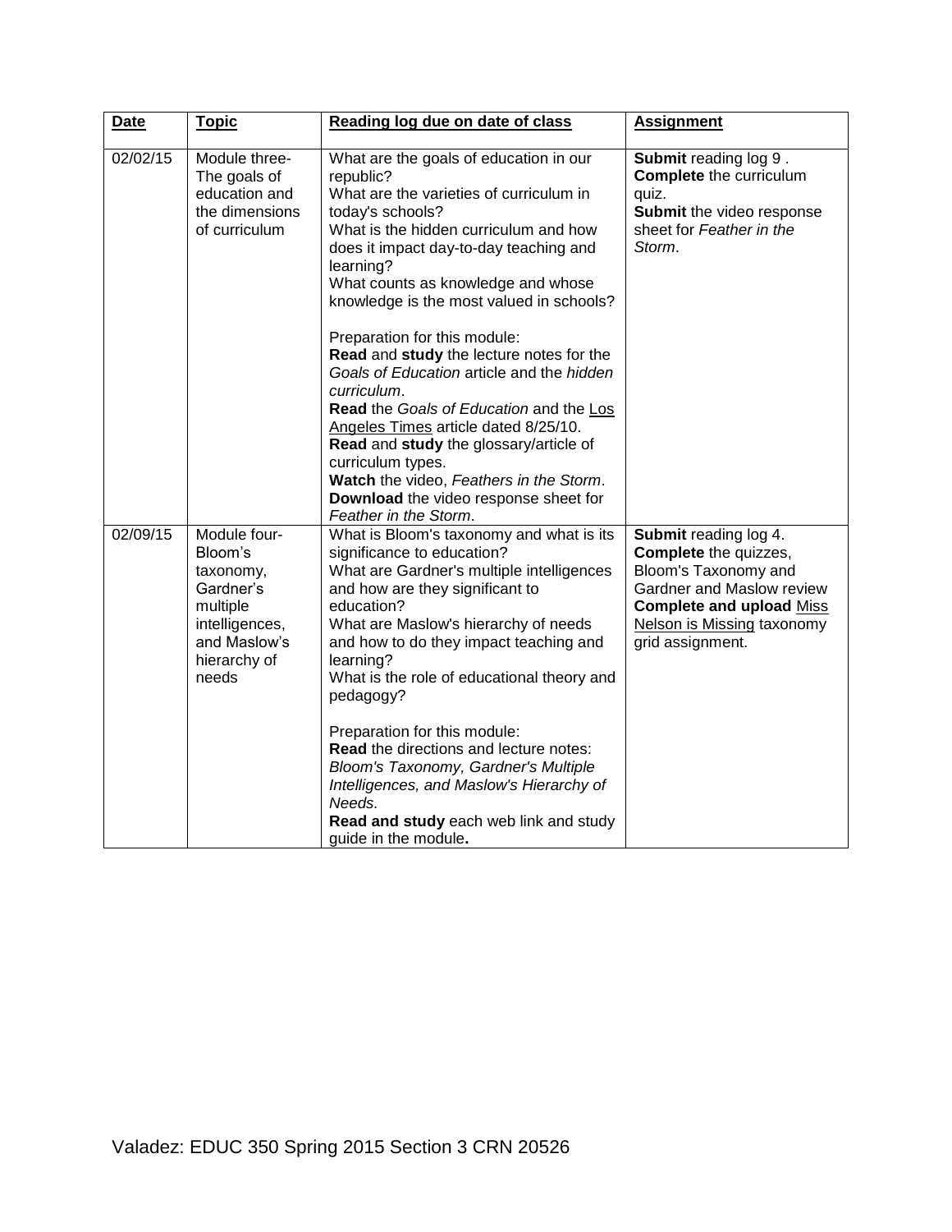| **Date** | **Topic** | **Reading log due on date of class** | **Assignment** |
|---|---|---|---|
| 02/02/15 | Module three-The goals of education and the dimensions of curriculum | What are the goals of education in our republic?<br>What are the varieties of curriculum in today's schools?<br>What is the hidden curriculum and how does it impact day-to-day teaching and learning?<br>What counts as knowledge and whose knowledge is the most valued in schools?<br><br>Preparation for this module:<br>**Read** and **study** the lecture notes for the *Goals of Education* article and the *hidden curriculum*.<br>**Read** the *Goals of Education* and the Los Angeles Times article dated 8/25/10.<br>**Read** and **study** the glossary/article of curriculum types.<br>**Watch** the video, *Feathers in the Storm*.<br>**Download** the video response sheet for *Feather in the Storm*. | **Submit** reading log 9 .<br>**Complete** the curriculum quiz.<br>**Submit** the video response sheet for *Feather in the Storm*. |
| 02/09/15 | Module four-Bloom's taxonomy, Gardner's multiple intelligences, and Maslow's hierarchy of needs | What is Bloom's taxonomy and what is its significance to education?<br>What are Gardner's multiple intelligences and how are they significant to education?<br>What are Maslow's hierarchy of needs and how to do they impact teaching and learning?<br>What is the role of educational theory and pedagogy?<br><br>Preparation for this module:<br>**Read** the directions and lecture notes: *Bloom's Taxonomy, Gardner's Multiple Intelligences, and Maslow's Hierarchy of Needs.*<br>**Read and study** each web link and study guide in the module**.** | **Submit** reading log 4.<br>**Complete** the quizzes, Bloom's Taxonomy and Gardner and Maslow review<br>**Complete and upload** Miss Nelson is Missing taxonomy grid assignment. |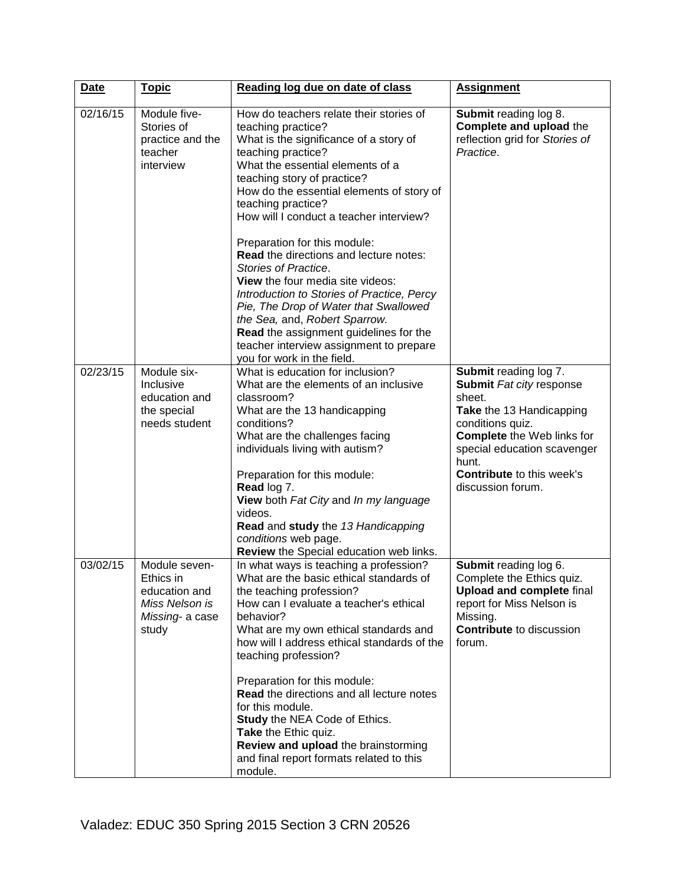| **Date** | **Topic** | **Reading log due on date of class** | **Assignment** |
|---|---|---|---|
| 02/16/15 | Module five- Stories of practice and the teacher interview | How do teachers relate their stories of teaching practice?<br>What is the significance of a story of teaching practice?<br>What the essential elements of a teaching story of practice?<br>How do the essential elements of story of teaching practice?<br>How will I conduct a teacher interview?<br><br>Preparation for this module:<br>**Read** the directions and lecture notes: *Stories of Practice*.<br>**View** the four media site videos: *Introduction to Stories of Practice, Percy Pie, The Drop of Water that Swallowed the Sea,* and, *Robert Sparrow.*<br>**Read** the assignment guidelines for the teacher interview assignment to prepare you for work in the field. | **Submit** reading log 8.<br>**Complete and upload** the reflection grid for *Stories of Practice*. |
| 02/23/15 | Module six- Inclusive education and the special needs student | What is education for inclusion?<br>What are the elements of an inclusive classroom?<br>What are the 13 handicapping conditions?<br>What are the challenges facing individuals living with autism?<br><br>Preparation for this module:<br>**Read** log 7.<br>**View** both *Fat City* and *In my language* videos.<br>**Read** and **study** the *13 Handicapping conditions* web page.<br>**Review** the Special education web links. | **Submit** reading log 7.<br>**Submit** *Fat city* response sheet.<br>**Take** the 13 Handicapping conditions quiz.<br>**Complete** the Web links for special education scavenger hunt.<br>**Contribute** to this week's discussion forum. |
| 03/02/15 | Module seven- Ethics in education and *Miss Nelson is Missing*- a case study | In what ways is teaching a profession?<br>What are the basic ethical standards of the teaching profession?<br>How can I evaluate a teacher's ethical behavior?<br>What are my own ethical standards and how will I address ethical standards of the teaching profession?<br><br>Preparation for this module:<br>**Read** the directions and all lecture notes for this module.<br>**Study** the NEA Code of Ethics.<br>**Take** the Ethic quiz.<br>**Review and upload** the brainstorming and final report formats related to this module. | **Submit** reading log 6.<br>Complete the Ethics quiz.<br>**Upload and complete** final report for Miss Nelson is Missing.<br>**Contribute** to discussion forum. |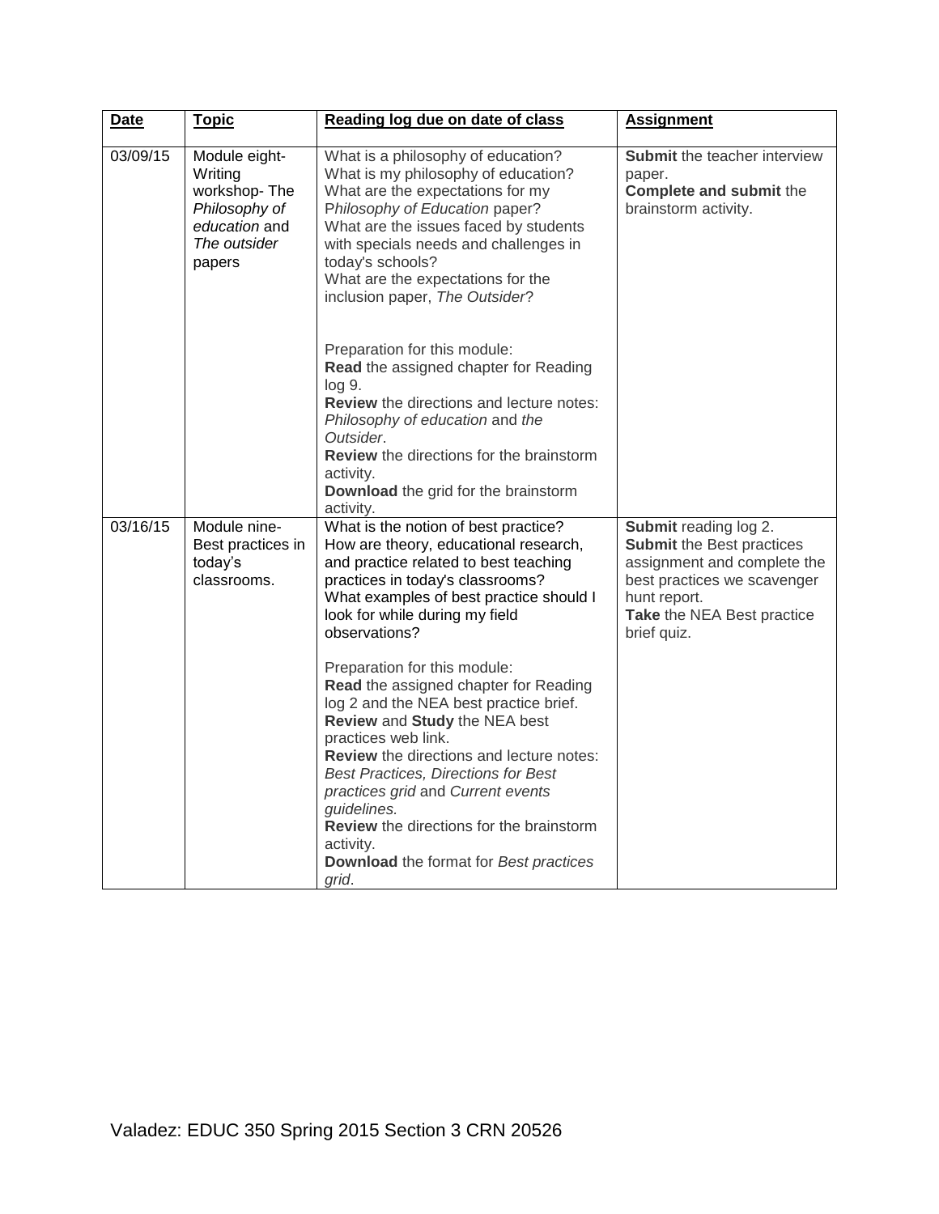| Date | Topic | Reading log due on date of class | Assignment |
| --- | --- | --- | --- |
| 03/09/15 | Module eight- Writing workshop- The *Philosophy of education* and *The outsider* papers | What is a philosophy of education?<br>What is my philosophy of education?<br>What are the expectations for my P*hilosophy of Education* paper?<br>What are the issues faced by students with specials needs and challenges in today's schools?<br>What are the expectations for the inclusion paper, *The Outsider*?<br><br>Preparation for this module:<br>**Read** the assigned chapter for Reading log 9.<br>**Review** the directions and lecture notes: *Philosophy of education* and *the Outsider*.<br>**Review** the directions for the brainstorm activity.<br>**Download** the grid for the brainstorm activity. | **Submit** the teacher interview paper.<br>**Complete and submit** the brainstorm activity. |
| 03/16/15 | Module nine- Best practices in today's classrooms. | What is the notion of best practice?<br>How are theory, educational research, and practice related to best teaching practices in today's classrooms?<br>What examples of best practice should I look for while during my field observations?<br><br>Preparation for this module:<br>**Read** the assigned chapter for Reading log 2 and the NEA best practice brief.<br>**Review** and **Study** the NEA best practices web link.<br>**Review** the directions and lecture notes: *Best Practices, Directions for Best practices grid* and *Current events guidelines.*<br>**Review** the directions for the brainstorm activity.<br>**Download** the format for *Best practices grid*. | **Submit** reading log 2.<br>**Submit** the Best practices assignment and complete the best practices we scavenger hunt report.<br>**Take** the NEA Best practice brief quiz. |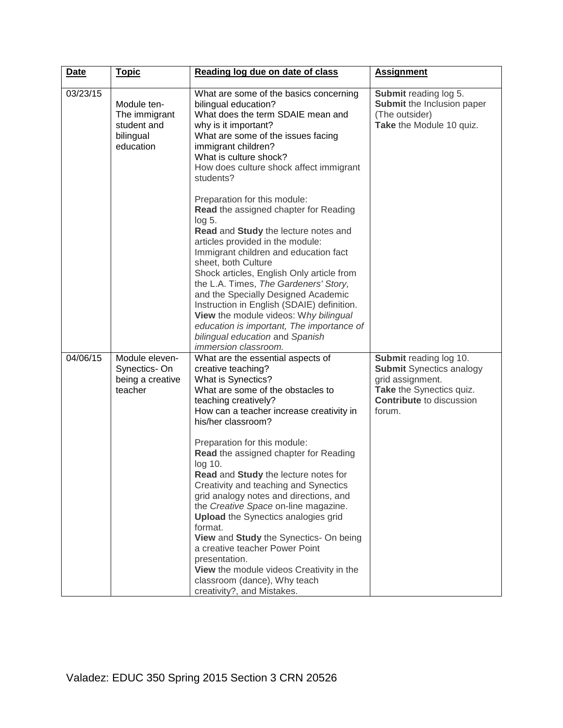| Date | Topic | Reading log due on date of class | Assignment |
|---|---|---|---|
| 03/23/15 | Module ten- The immigrant student and bilingual education | What are some of the basics concerning bilingual education?<br>What does the term SDAIE mean and why is it important?<br>What are some of the issues facing immigrant children?<br>What is culture shock?<br>How does culture shock affect immigrant students?<br><br>Preparation for this module:<br>**Read** the assigned chapter for Reading log 5.<br>**Read** and **Study** the lecture notes and articles provided in the module: Immigrant children and education fact sheet, both Culture Shock articles, English Only article from the L.A. Times, *The Gardeners' Story,* and the Specially Designed Academic Instruction in English (SDAIE) definition.<br>**View** the module videos: W*hy bilingual education is important, The importance of bilingual education* and *Spanish immersion classroom.* | **Submit** reading log 5.<br>**Submit** the Inclusion paper (The outsider)<br>**Take** the Module 10 quiz. |
| 04/06/15 | Module eleven- Synectics- On being a creative teacher | What are the essential aspects of creative teaching?<br>What is Synectics?<br>What are some of the obstacles to teaching creatively?<br>How can a teacher increase creativity in his/her classroom?<br><br>Preparation for this module:<br>**Read** the assigned chapter for Reading log 10.<br>**Read** and **Study** the lecture notes for Creativity and teaching and Synectics grid analogy notes and directions, and the *Creative Space* on-line magazine.<br>**Upload** the Synectics analogies grid format.<br>**View** and **Study** the Synectics- On being a creative teacher Power Point presentation.<br>**View** the module videos Creativity in the classroom (dance), Why teach creativity?, and Mistakes. | **Submit** reading log 10.<br>**Submit** Synectics analogy grid assignment.<br>**Take** the Synectics quiz.<br>**Contribute** to discussion forum. |

Valadez: EDUC 350 Spring 2015 Section 3 CRN 20526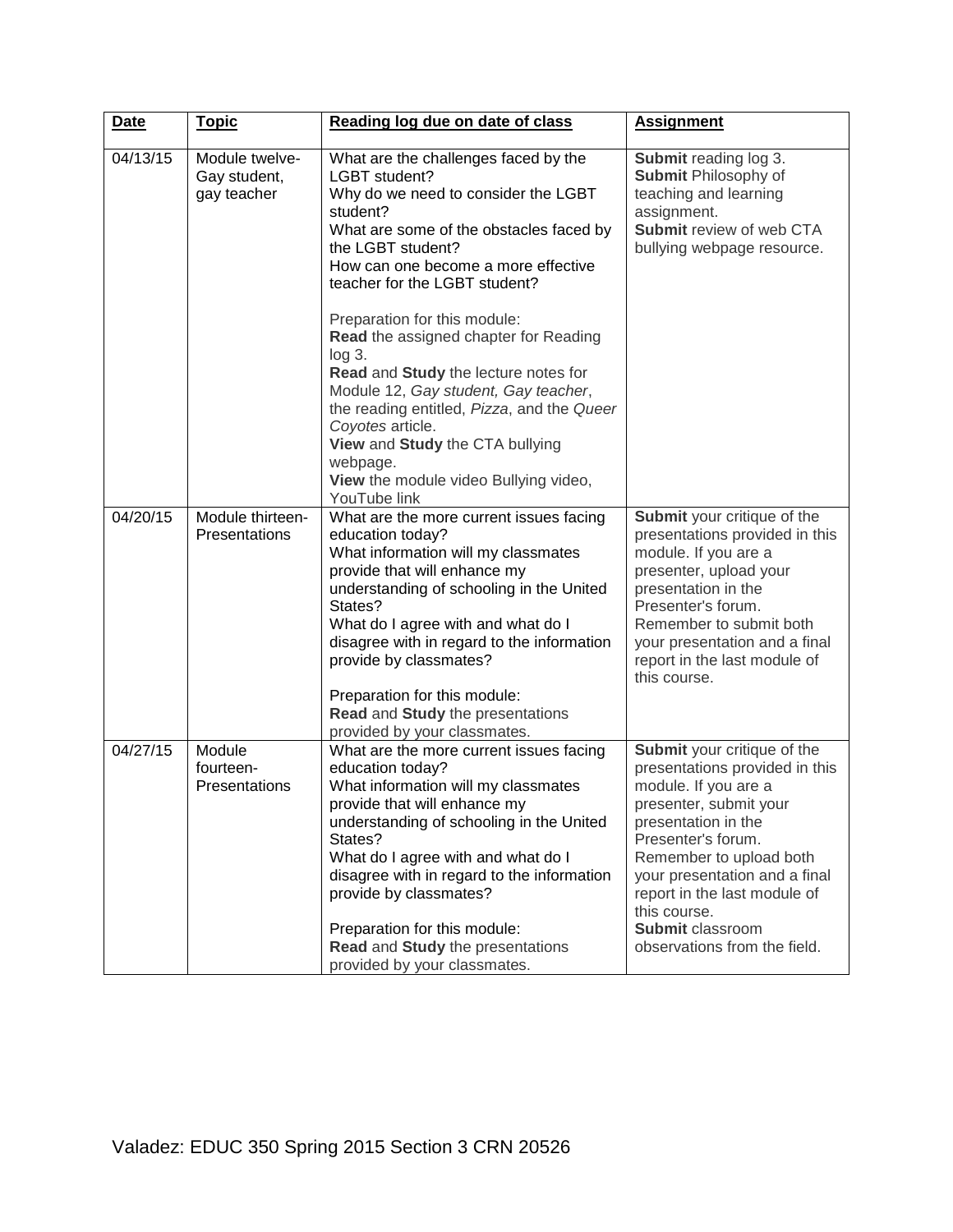| Date | Topic | Reading log due on date of class | Assignment |
|---|---|---|---|
| 04/13/15 | Module twelve- Gay student, gay teacher | What are the challenges faced by the LGBT student?<br>Why do we need to consider the LGBT student?<br>What are some of the obstacles faced by the LGBT student?<br>How can one become a more effective teacher for the LGBT student?<br><br>Preparation for this module:<br>**Read** the assigned chapter for Reading log 3.<br>**Read** and **Study** the lecture notes for Module 12, *Gay student, Gay teacher*, the reading entitled, *Pizza*, and the *Queer Coyotes* article.<br>**View** and **Study** the CTA bullying webpage.<br>**View** the module video Bullying video, YouTube link | **Submit** reading log 3.<br>**Submit** Philosophy of teaching and learning assignment.<br>**Submit** review of web CTA bullying webpage resource. |
| 04/20/15 | Module thirteen- Presentations | What are the more current issues facing education today?<br>What information will my classmates provide that will enhance my understanding of schooling in the United States?<br>What do I agree with and what do I disagree with in regard to the information provide by classmates?<br><br>Preparation for this module:<br>**Read** and **Study** the presentations provided by your classmates. | **Submit** your critique of the presentations provided in this module. If you are a presenter, upload your presentation in the Presenter's forum. Remember to submit both your presentation and a final report in the last module of this course. |
| 04/27/15 | Module fourteen- Presentations | What are the more current issues facing education today?<br>What information will my classmates provide that will enhance my understanding of schooling in the United States?<br>What do I agree with and what do I disagree with in regard to the information provide by classmates?<br><br>Preparation for this module:<br>**Read** and **Study** the presentations provided by your classmates. | **Submit** your critique of the presentations provided in this module. If you are a presenter, submit your presentation in the Presenter's forum. Remember to upload both your presentation and a final report in the last module of this course.<br>**Submit** classroom observations from the field. |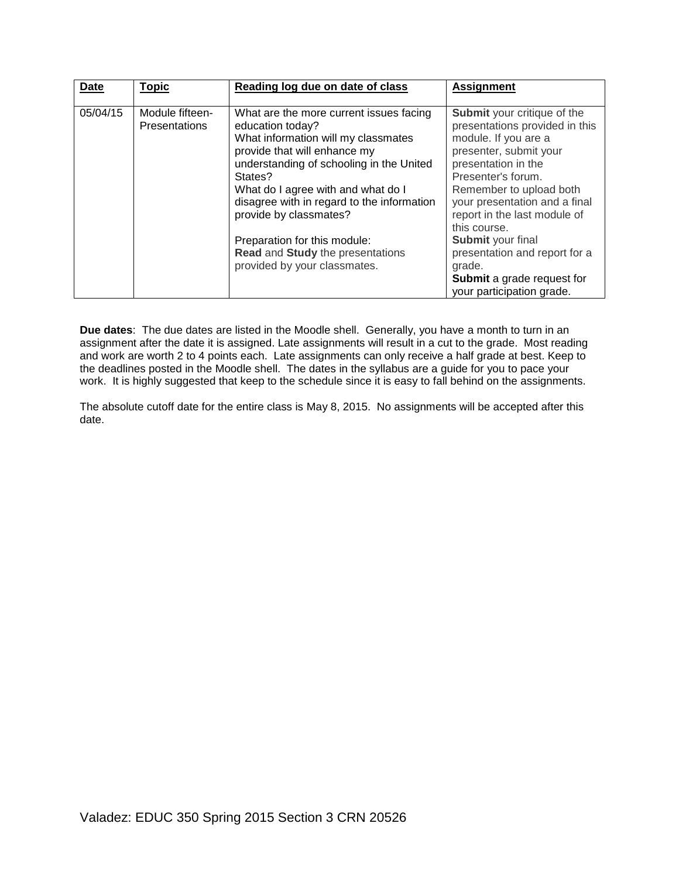| Date | Topic | Reading log due on date of class | Assignment |
|---|---|---|---|
| 05/04/15 | Module fifteen-Presentations | What are the more current issues facing education today?<br>What information will my classmates provide that will enhance my understanding of schooling in the United States?<br>What do I agree with and what do I disagree with in regard to the information provide by classmates?<br><br>Preparation for this module:<br>**Read** and **Study** the presentations provided by your classmates. | **Submit** your critique of the presentations provided in this module. If you are a presenter, submit your presentation in the Presenter's forum. Remember to upload both your presentation and a final report in the last module of this course.<br>**Submit** your final presentation and report for a grade.<br>**Submit** a grade request for your participation grade. |

**Due dates**: The due dates are listed in the Moodle shell. Generally, you have a month to turn in an assignment after the date it is assigned. Late assignments will result in a cut to the grade. Most reading and work are worth 2 to 4 points each. Late assignments can only receive a half grade at best. Keep to the deadlines posted in the Moodle shell. The dates in the syllabus are a guide for you to pace your work. It is highly suggested that keep to the schedule since it is easy to fall behind on the assignments.

The absolute cutoff date for the entire class is May 8, 2015. No assignments will be accepted after this date.